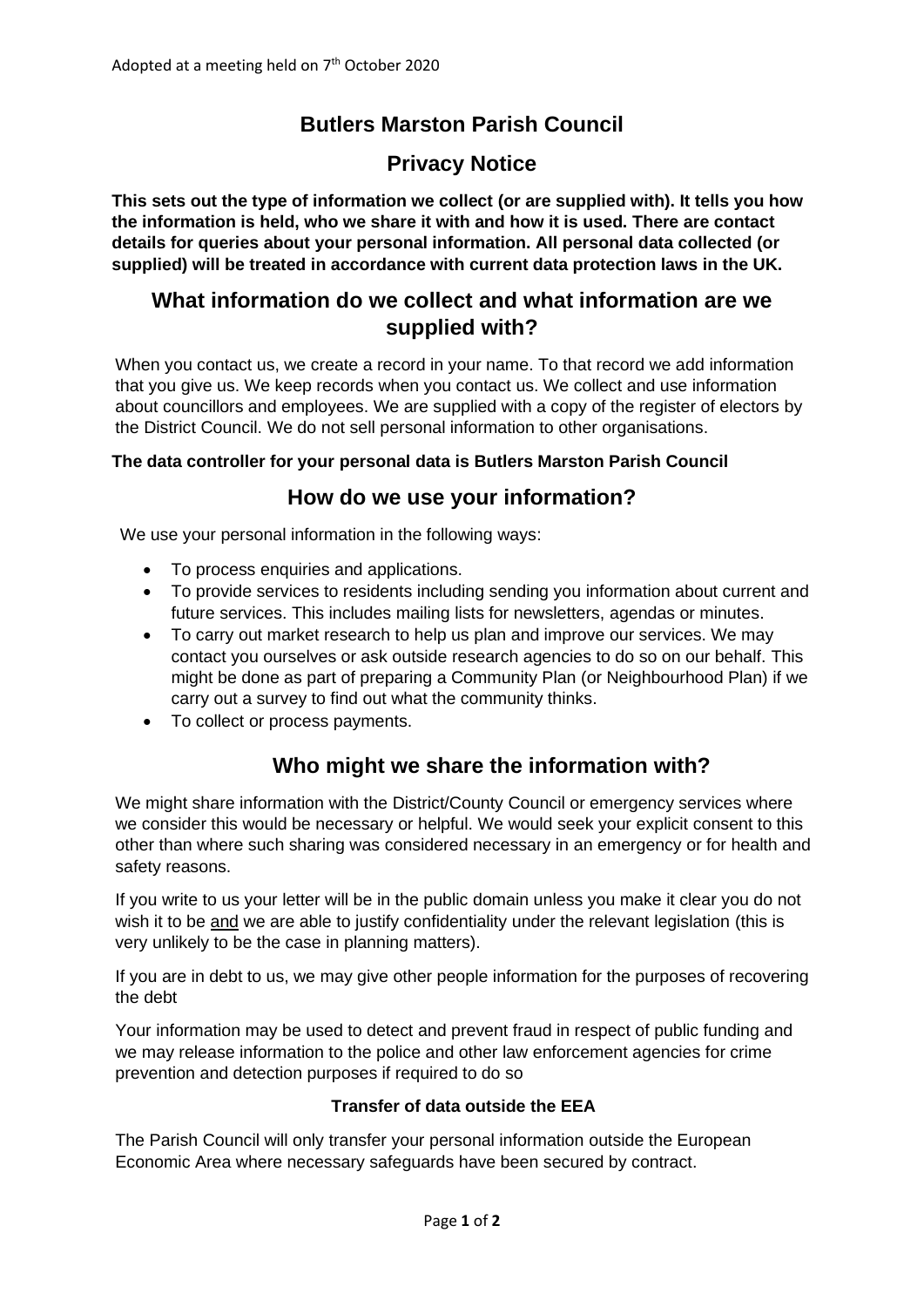Adopted at a meeting held on 7th October 2020

# Butlers Marston Parish Council

# Privacy Notice

**This sets out the type of information we collect (or are supplied with). It tells you how the information is held, who we share it with and how it is used. There are contact details for queries about your personal information. All personal data collected (or supplied) will be treated in accordance with current data protection laws in the UK.**

## What information do we collect and what information are we supplied with?

When you contact us, we create a record in your name. To that record we add information that you give us. We keep records when you contact us. We collect and use information about councillors and employees. We are supplied with a copy of the register of electors by the District Council. We do not sell personal information to other organisations.

**The data controller for your personal data is Butlers Marston Parish Council**

## How do we use your information?

We use your personal information in the following ways:

- To process enquiries and applications.
- To provide services to residents including sending you information about current and future services. This includes mailing lists for newsletters, agendas or minutes.
- To carry out market research to help us plan and improve our services. We may contact you ourselves or ask outside research agencies to do so on our behalf. This might be done as part of preparing a Community Plan (or Neighbourhood Plan) if we carry out a survey to find out what the community thinks.
- To collect or process payments.

## Who might we share the information with?

We might share information with the District/County Council or emergency services where we consider this would be necessary or helpful. We would seek your explicit consent to this other than where such sharing was considered necessary in an emergency or for health and safety reasons.

If you write to us your letter will be in the public domain unless you make it clear you do not wish it to be <u>and</u> we are able to justify confidentiality under the relevant legislation (this is very unlikely to be the case in planning matters).

If you are in debt to us, we may give other people information for the purposes of recovering the debt

Your information may be used to detect and prevent fraud in respect of public funding and we may release information to the police and other law enforcement agencies for crime prevention and detection purposes if required to do so

### Transfer of data outside the EEA

The Parish Council will only transfer your personal information outside the European Economic Area where necessary safeguards have been secured by contract.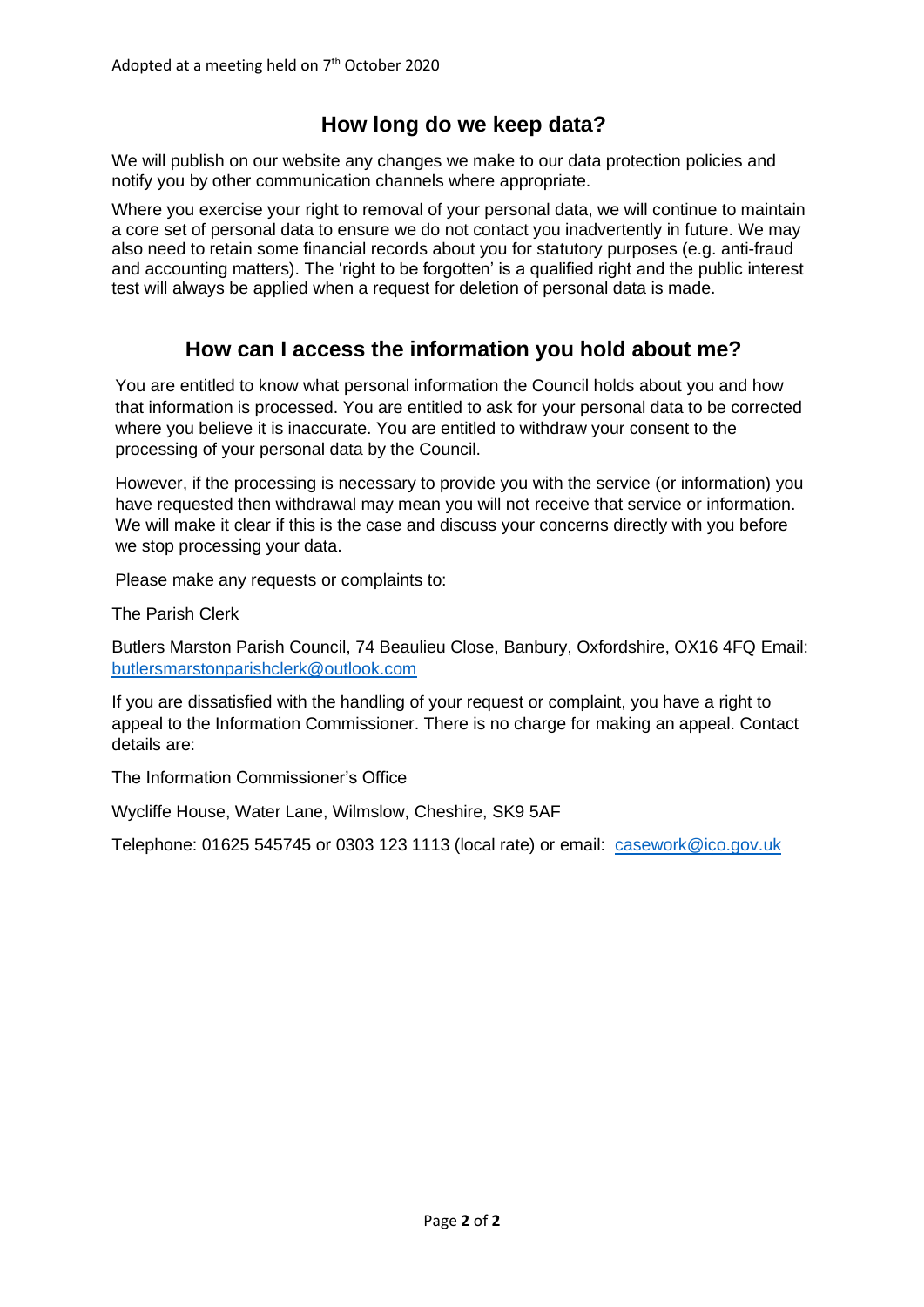Adopted at a meeting held on 7th October 2020

## How long do we keep data?

We will publish on our website any changes we make to our data protection policies and notify you by other communication channels where appropriate.

Where you exercise your right to removal of your personal data, we will continue to maintain a core set of personal data to ensure we do not contact you inadvertently in future. We may also need to retain some financial records about you for statutory purposes (e.g. anti-fraud and accounting matters). The 'right to be forgotten' is a qualified right and the public interest test will always be applied when a request for deletion of personal data is made.

## How can I access the information you hold about me?

You are entitled to know what personal information the Council holds about you and how that information is processed. You are entitled to ask for your personal data to be corrected where you believe it is inaccurate. You are entitled to withdraw your consent to the processing of your personal data by the Council.

However, if the processing is necessary to provide you with the service (or information) you have requested then withdrawal may mean you will not receive that service or information. We will make it clear if this is the case and discuss your concerns directly with you before we stop processing your data.

Please make any requests or complaints to:

The Parish Clerk

Butlers Marston Parish Council, 74 Beaulieu Close, Banbury, Oxfordshire, OX16 4FQ Email: butlersmarstonparishclerk@outlook.com

If you are dissatisfied with the handling of your request or complaint, you have a right to appeal to the Information Commissioner. There is no charge for making an appeal. Contact details are:

The Information Commissioner's Office

Wycliffe House, Water Lane, Wilmslow, Cheshire, SK9 5AF

Telephone: 01625 545745 or 0303 123 1113 (local rate) or email: casework@ico.gov.uk